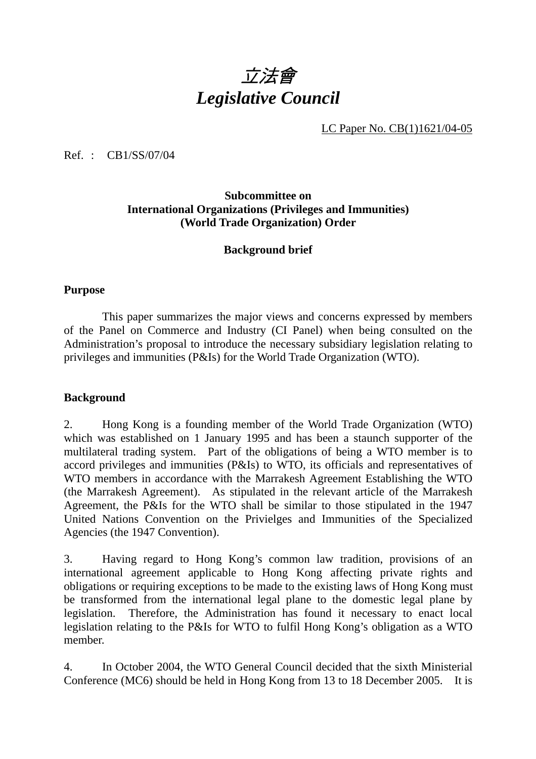# *立法會*
# *Legislative Council*

LC Paper No. CB(1)1621/04-05

Ref. : CB1/SS/07/04

**Subcommittee on**
**International Organizations (Privileges and Immunities)**
**(World Trade Organization) Order**

**Background brief**

## Purpose

This paper summarizes the major views and concerns expressed by members of the Panel on Commerce and Industry (CI Panel) when being consulted on the Administration's proposal to introduce the necessary subsidiary legislation relating to privileges and immunities (P&Is) for the World Trade Organization (WTO).

## Background

2. Hong Kong is a founding member of the World Trade Organization (WTO) which was established on 1 January 1995 and has been a staunch supporter of the multilateral trading system. Part of the obligations of being a WTO member is to accord privileges and immunities (P&Is) to WTO, its officials and representatives of WTO members in accordance with the Marrakesh Agreement Establishing the WTO (the Marrakesh Agreement). As stipulated in the relevant article of the Marrakesh Agreement, the P&Is for the WTO shall be similar to those stipulated in the 1947 United Nations Convention on the Privielges and Immunities of the Specialized Agencies (the 1947 Convention).

3. Having regard to Hong Kong's common law tradition, provisions of an international agreement applicable to Hong Kong affecting private rights and obligations or requiring exceptions to be made to the existing laws of Hong Kong must be transformed from the international legal plane to the domestic legal plane by legislation. Therefore, the Administration has found it necessary to enact local legislation relating to the P&Is for WTO to fulfil Hong Kong's obligation as a WTO member.

4. In October 2004, the WTO General Council decided that the sixth Ministerial Conference (MC6) should be held in Hong Kong from 13 to 18 December 2005. It is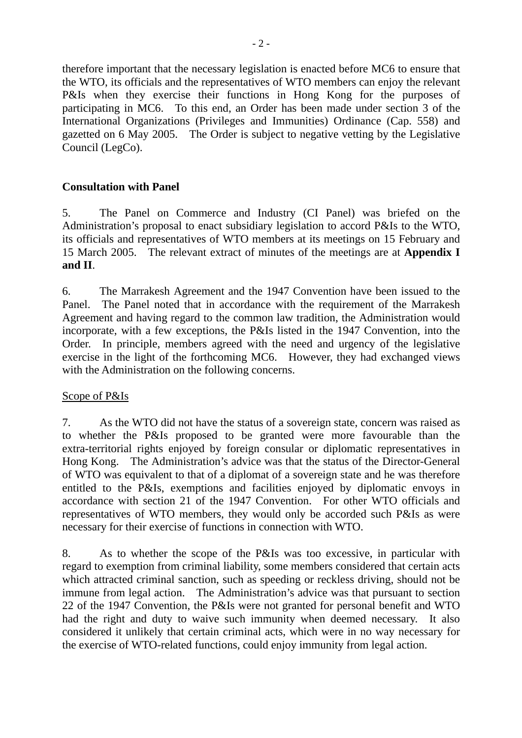therefore important that the necessary legislation is enacted before MC6 to ensure that the WTO, its officials and the representatives of WTO members can enjoy the relevant P&Is when they exercise their functions in Hong Kong for the purposes of participating in MC6. To this end, an Order has been made under section 3 of the International Organizations (Privileges and Immunities) Ordinance (Cap. 558) and gazetted on 6 May 2005. The Order is subject to negative vetting by the Legislative Council (LegCo).

**Consultation with Panel**

5. The Panel on Commerce and Industry (CI Panel) was briefed on the Administration's proposal to enact subsidiary legislation to accord P&Is to the WTO, its officials and representatives of WTO members at its meetings on 15 February and 15 March 2005. The relevant extract of minutes of the meetings are at **Appendix I and II**.

6. The Marrakesh Agreement and the 1947 Convention have been issued to the Panel. The Panel noted that in accordance with the requirement of the Marrakesh Agreement and having regard to the common law tradition, the Administration would incorporate, with a few exceptions, the P&Is listed in the 1947 Convention, into the Order. In principle, members agreed with the need and urgency of the legislative exercise in the light of the forthcoming MC6. However, they had exchanged views with the Administration on the following concerns.

Scope of P&Is

7. As the WTO did not have the status of a sovereign state, concern was raised as to whether the P&Is proposed to be granted were more favourable than the extra-territorial rights enjoyed by foreign consular or diplomatic representatives in Hong Kong. The Administration's advice was that the status of the Director-General of WTO was equivalent to that of a diplomat of a sovereign state and he was therefore entitled to the P&Is, exemptions and facilities enjoyed by diplomatic envoys in accordance with section 21 of the 1947 Convention. For other WTO officials and representatives of WTO members, they would only be accorded such P&Is as were necessary for their exercise of functions in connection with WTO.

8. As to whether the scope of the P&Is was too excessive, in particular with regard to exemption from criminal liability, some members considered that certain acts which attracted criminal sanction, such as speeding or reckless driving, should not be immune from legal action. The Administration's advice was that pursuant to section 22 of the 1947 Convention, the P&Is were not granted for personal benefit and WTO had the right and duty to waive such immunity when deemed necessary. It also considered it unlikely that certain criminal acts, which were in no way necessary for the exercise of WTO-related functions, could enjoy immunity from legal action.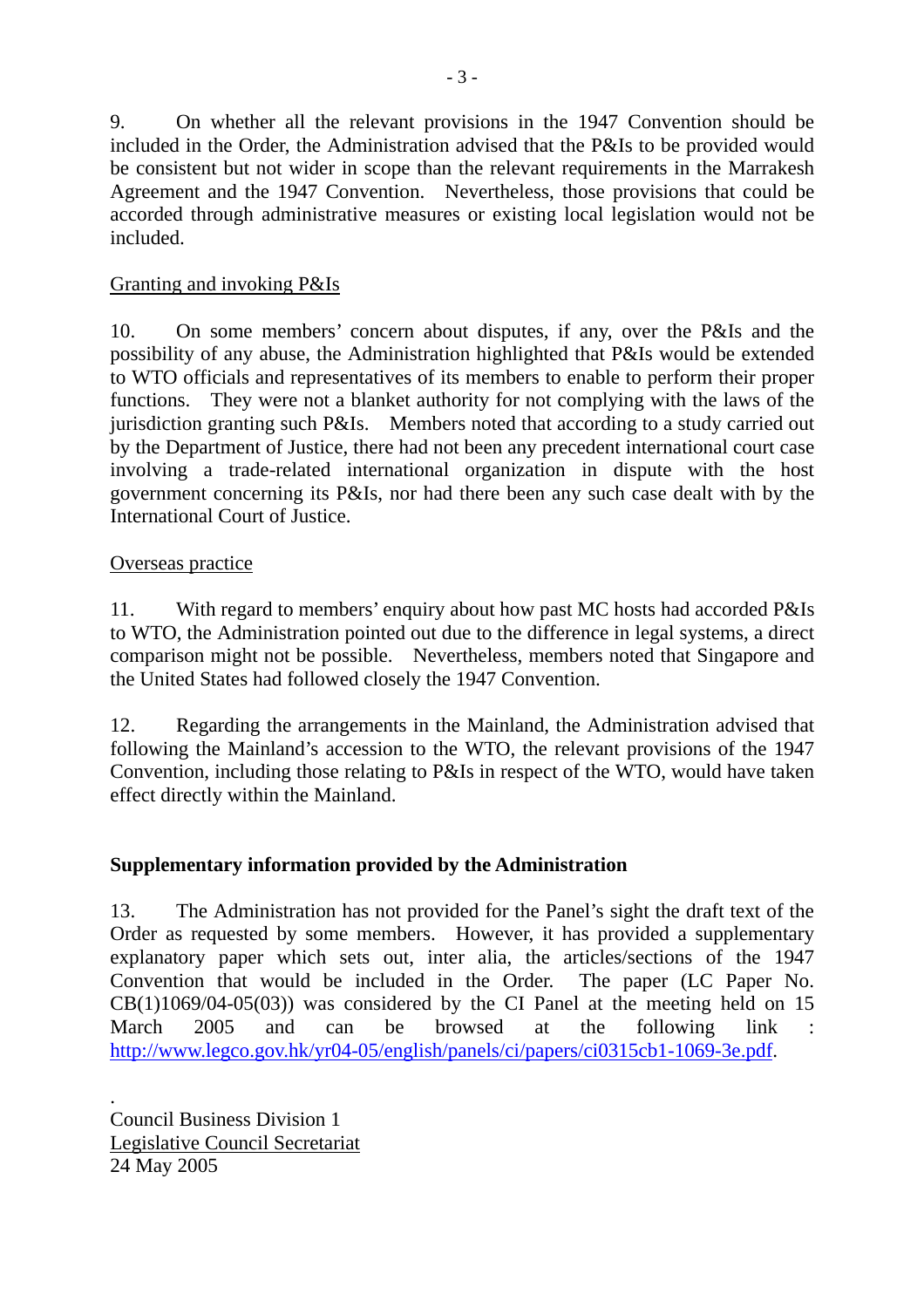9. On whether all the relevant provisions in the 1947 Convention should be included in the Order, the Administration advised that the P&Is to be provided would be consistent but not wider in scope than the relevant requirements in the Marrakesh Agreement and the 1947 Convention. Nevertheless, those provisions that could be accorded through administrative measures or existing local legislation would not be included.

<u>Granting and invoking P&Is</u>

10. On some members' concern about disputes, if any, over the P&Is and the possibility of any abuse, the Administration highlighted that P&Is would be extended to WTO officials and representatives of its members to enable to perform their proper functions. They were not a blanket authority for not complying with the laws of the jurisdiction granting such P&Is. Members noted that according to a study carried out by the Department of Justice, there had not been any precedent international court case involving a trade-related international organization in dispute with the host government concerning its P&Is, nor had there been any such case dealt with by the International Court of Justice.

<u>Overseas practice</u>

11. With regard to members' enquiry about how past MC hosts had accorded P&Is to WTO, the Administration pointed out due to the difference in legal systems, a direct comparison might not be possible. Nevertheless, members noted that Singapore and the United States had followed closely the 1947 Convention.

12. Regarding the arrangements in the Mainland, the Administration advised that following the Mainland's accession to the WTO, the relevant provisions of the 1947 Convention, including those relating to P&Is in respect of the WTO, would have taken effect directly within the Mainland.

**Supplementary information provided by the Administration**

13. The Administration has not provided for the Panel's sight the draft text of the Order as requested by some members. However, it has provided a supplementary explanatory paper which sets out, inter alia, the articles/sections of the 1947 Convention that would be included in the Order. The paper (LC Paper No. CB(1)1069/04-05(03)) was considered by the CI Panel at the meeting held on 15 March 2005 and can be browsed at the following link : http://www.legco.gov.hk/yr04-05/english/panels/ci/papers/ci0315cb1-1069-3e.pdf.

Council Business Division 1
<u>Legislative Council Secretariat</u>
24 May 2005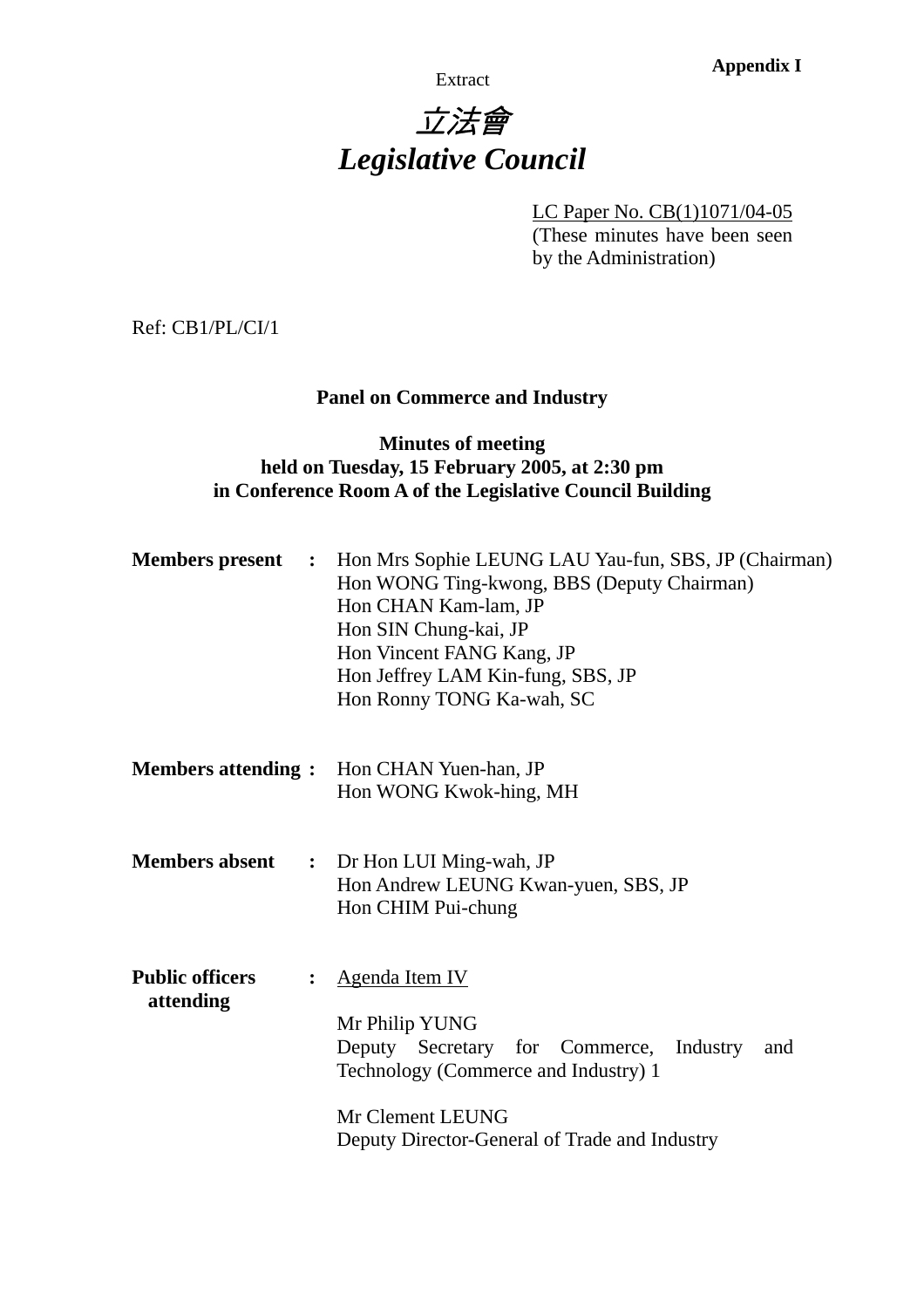**Appendix I**

Extract

# *立法會*
# *Legislative Council*

LC Paper No. CB(1)1071/04-05
(These minutes have been seen by the Administration)

Ref: CB1/PL/CI/1

**Panel on Commerce and Industry**

**Minutes of meeting**
**held on Tuesday, 15 February 2005, at 2:30 pm**
**in Conference Room A of the Legislative Council Building**

**Members present** : Hon Mrs Sophie LEUNG LAU Yau-fun, SBS, JP (Chairman)
Hon WONG Ting-kwong, BBS (Deputy Chairman)
Hon CHAN Kam-lam, JP
Hon SIN Chung-kai, JP
Hon Vincent FANG Kang, JP
Hon Jeffrey LAM Kin-fung, SBS, JP
Hon Ronny TONG Ka-wah, SC

**Members attending** : Hon CHAN Yuen-han, JP
Hon WONG Kwok-hing, MH

**Members absent** : Dr Hon LUI Ming-wah, JP
Hon Andrew LEUNG Kwan-yuen, SBS, JP
Hon CHIM Pui-chung

**Public officers attending** : Agenda Item IV

Mr Philip YUNG
Deputy Secretary for Commerce, Industry and Technology (Commerce and Industry) 1

Mr Clement LEUNG
Deputy Director-General of Trade and Industry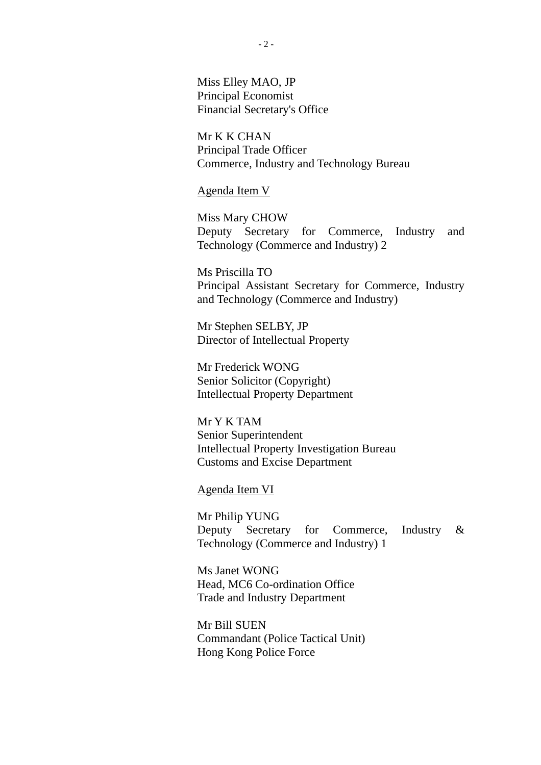Miss Elley MAO, JP
Principal Economist
Financial Secretary's Office

Mr K K CHAN
Principal Trade Officer
Commerce, Industry and Technology Bureau

Agenda Item V

Miss Mary CHOW
Deputy Secretary for Commerce, Industry and Technology (Commerce and Industry) 2

Ms Priscilla TO
Principal Assistant Secretary for Commerce, Industry and Technology (Commerce and Industry)

Mr Stephen SELBY, JP
Director of Intellectual Property

Mr Frederick WONG
Senior Solicitor (Copyright)
Intellectual Property Department

Mr Y K TAM
Senior Superintendent
Intellectual Property Investigation Bureau
Customs and Excise Department

Agenda Item VI

Mr Philip YUNG
Deputy Secretary for Commerce, Industry & Technology (Commerce and Industry) 1

Ms Janet WONG
Head, MC6 Co-ordination Office
Trade and Industry Department

Mr Bill SUEN
Commandant (Police Tactical Unit)
Hong Kong Police Force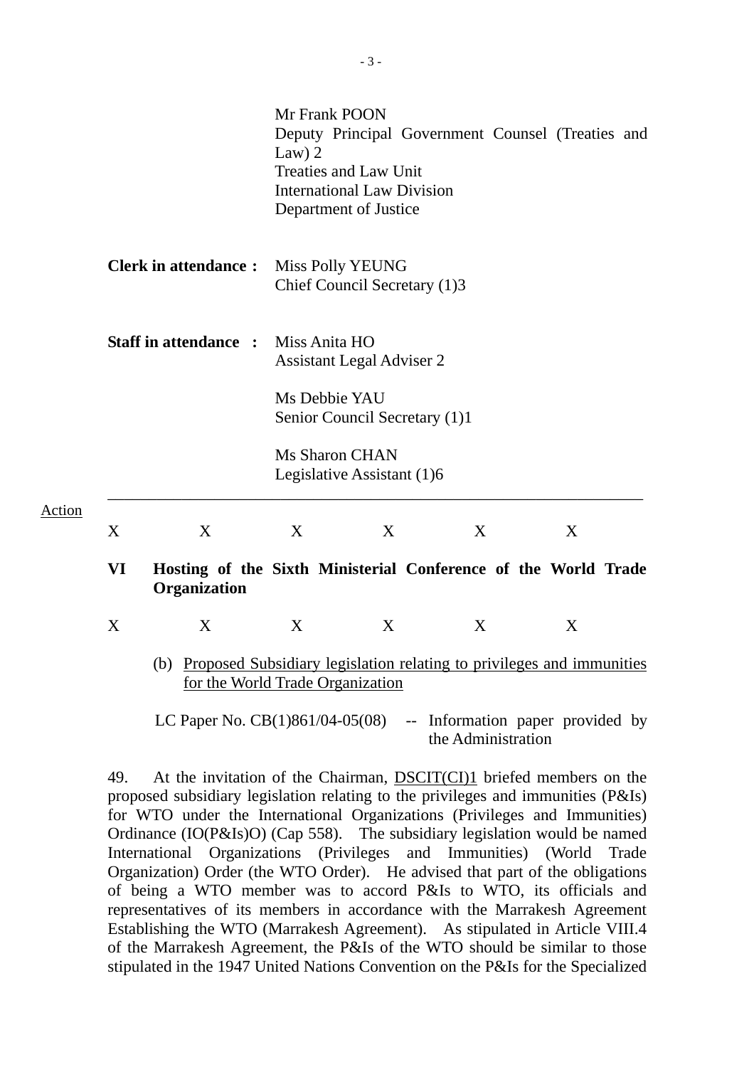Mr Frank POON
Deputy Principal Government Counsel (Treaties and Law) 2
Treaties and Law Unit
International Law Division
Department of Justice

**Clerk in attendance :** Miss Polly YEUNG
Chief Council Secretary (1)3

**Staff in attendance :** Miss Anita HO
Assistant Legal Adviser 2

Ms Debbie YAU
Senior Council Secretary (1)1

Ms Sharon CHAN
Legislative Assistant (1)6

---

Action

X X X X X X

**VI Hosting of the Sixth Ministerial Conference of the World Trade Organization**

X X X X X X

(b) Proposed Subsidiary legislation relating to privileges and immunities for the World Trade Organization

LC Paper No. CB(1)861/04-05(08) -- Information paper provided by the Administration

49. At the invitation of the Chairman, DSCIT(CI)1 briefed members on the proposed subsidiary legislation relating to the privileges and immunities (P&Is) for WTO under the International Organizations (Privileges and Immunities) Ordinance (IO(P&Is)O) (Cap 558). The subsidiary legislation would be named International Organizations (Privileges and Immunities) (World Trade Organization) Order (the WTO Order). He advised that part of the obligations of being a WTO member was to accord P&Is to WTO, its officials and representatives of its members in accordance with the Marrakesh Agreement Establishing the WTO (Marrakesh Agreement). As stipulated in Article VIII.4 of the Marrakesh Agreement, the P&Is of the WTO should be similar to those stipulated in the 1947 United Nations Convention on the P&Is for the Specialized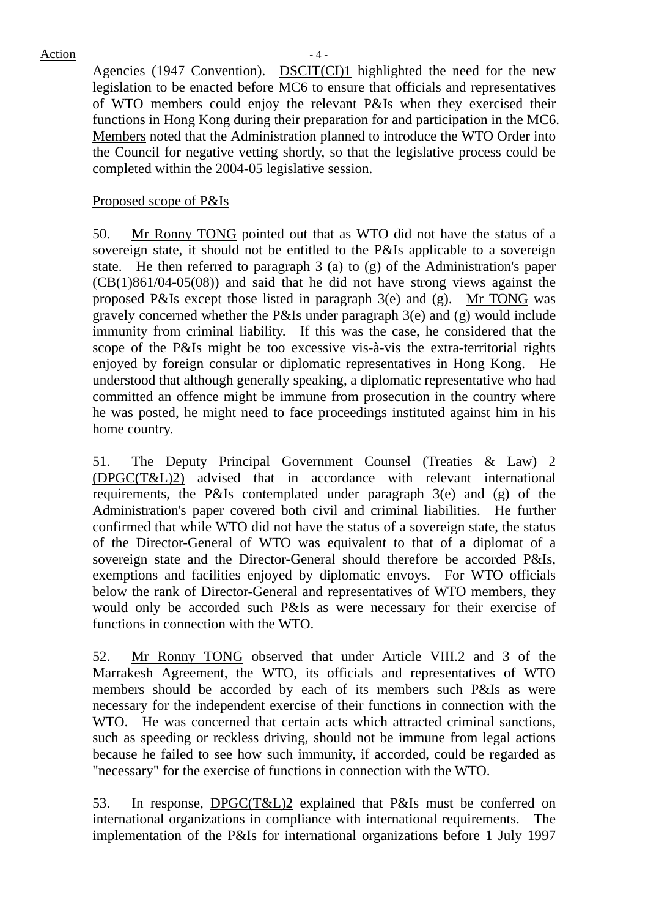Agencies (1947 Convention). DSCIT(CI)1 highlighted the need for the new legislation to be enacted before MC6 to ensure that officials and representatives of WTO members could enjoy the relevant P&Is when they exercised their functions in Hong Kong during their preparation for and participation in the MC6. Members noted that the Administration planned to introduce the WTO Order into the Council for negative vetting shortly, so that the legislative process could be completed within the 2004-05 legislative session.

Proposed scope of P&Is

50. Mr Ronny TONG pointed out that as WTO did not have the status of a sovereign state, it should not be entitled to the P&Is applicable to a sovereign state. He then referred to paragraph 3 (a) to (g) of the Administration's paper (CB(1)861/04-05(08)) and said that he did not have strong views against the proposed P&Is except those listed in paragraph 3(e) and (g). Mr TONG was gravely concerned whether the P&Is under paragraph 3(e) and (g) would include immunity from criminal liability. If this was the case, he considered that the scope of the P&Is might be too excessive vis-à-vis the extra-territorial rights enjoyed by foreign consular or diplomatic representatives in Hong Kong. He understood that although generally speaking, a diplomatic representative who had committed an offence might be immune from prosecution in the country where he was posted, he might need to face proceedings instituted against him in his home country.

51. The Deputy Principal Government Counsel (Treaties & Law) 2 (DPGC(T&L)2) advised that in accordance with relevant international requirements, the P&Is contemplated under paragraph 3(e) and (g) of the Administration's paper covered both civil and criminal liabilities. He further confirmed that while WTO did not have the status of a sovereign state, the status of the Director-General of WTO was equivalent to that of a diplomat of a sovereign state and the Director-General should therefore be accorded P&Is, exemptions and facilities enjoyed by diplomatic envoys. For WTO officials below the rank of Director-General and representatives of WTO members, they would only be accorded such P&Is as were necessary for their exercise of functions in connection with the WTO.

52. Mr Ronny TONG observed that under Article VIII.2 and 3 of the Marrakesh Agreement, the WTO, its officials and representatives of WTO members should be accorded by each of its members such P&Is as were necessary for the independent exercise of their functions in connection with the WTO. He was concerned that certain acts which attracted criminal sanctions, such as speeding or reckless driving, should not be immune from legal actions because he failed to see how such immunity, if accorded, could be regarded as "necessary" for the exercise of functions in connection with the WTO.

53. In response, DPGC(T&L)2 explained that P&Is must be conferred on international organizations in compliance with international requirements. The implementation of the P&Is for international organizations before 1 July 1997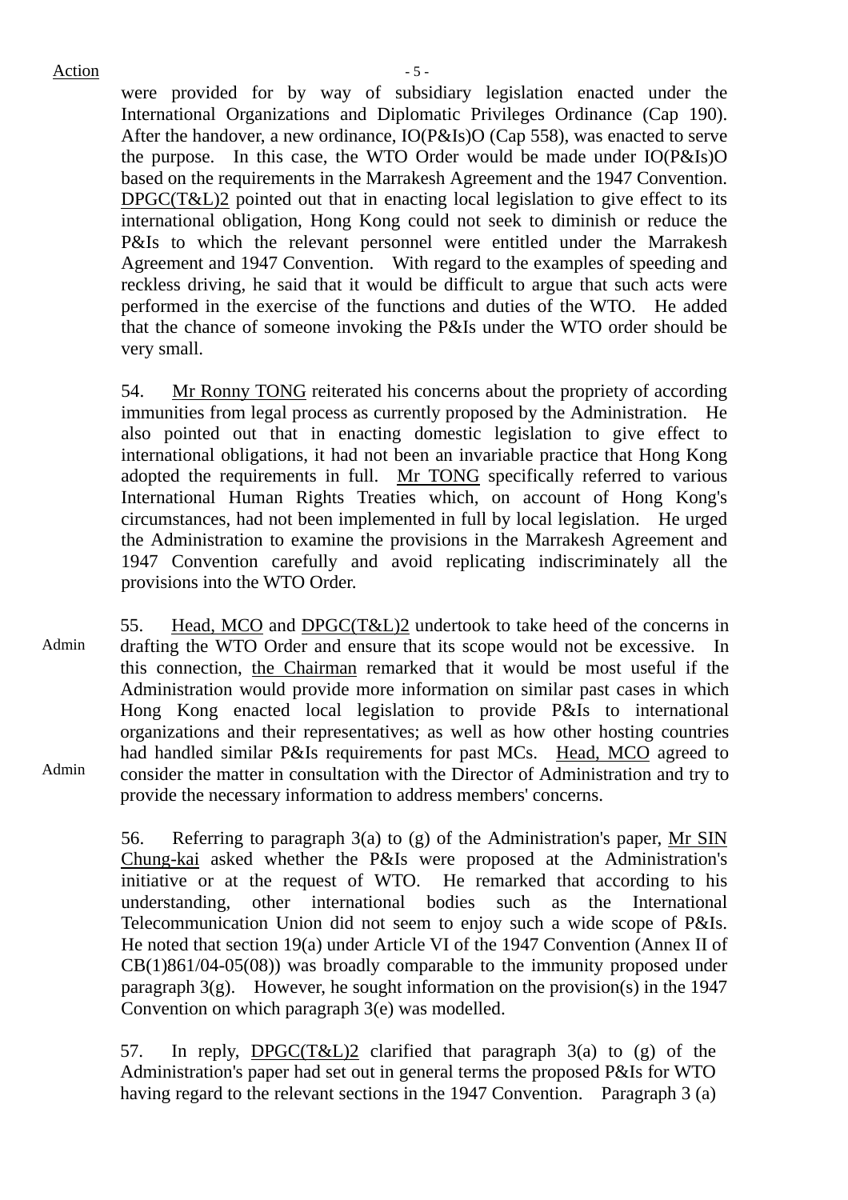were provided for by way of subsidiary legislation enacted under the International Organizations and Diplomatic Privileges Ordinance (Cap 190). After the handover, a new ordinance, IO(P&Is)O (Cap 558), was enacted to serve the purpose. In this case, the WTO Order would be made under IO(P&Is)O based on the requirements in the Marrakesh Agreement and the 1947 Convention. DPGC(T&L)2 pointed out that in enacting local legislation to give effect to its international obligation, Hong Kong could not seek to diminish or reduce the P&Is to which the relevant personnel were entitled under the Marrakesh Agreement and 1947 Convention. With regard to the examples of speeding and reckless driving, he said that it would be difficult to argue that such acts were performed in the exercise of the functions and duties of the WTO. He added that the chance of someone invoking the P&Is under the WTO order should be very small.

54. Mr Ronny TONG reiterated his concerns about the propriety of according immunities from legal process as currently proposed by the Administration. He also pointed out that in enacting domestic legislation to give effect to international obligations, it had not been an invariable practice that Hong Kong adopted the requirements in full. Mr TONG specifically referred to various International Human Rights Treaties which, on account of Hong Kong's circumstances, had not been implemented in full by local legislation. He urged the Administration to examine the provisions in the Marrakesh Agreement and 1947 Convention carefully and avoid replicating indiscriminately all the provisions into the WTO Order.

Admin

55. Head, MCO and DPGC(T&L)2 undertook to take heed of the concerns in drafting the WTO Order and ensure that its scope would not be excessive. In this connection, the Chairman remarked that it would be most useful if the Administration would provide more information on similar past cases in which Hong Kong enacted local legislation to provide P&Is to international organizations and their representatives; as well as how other hosting countries had handled similar P&Is requirements for past MCs. Head, MCO agreed to consider the matter in consultation with the Director of Administration and try to provide the necessary information to address members' concerns.

Admin

56. Referring to paragraph 3(a) to (g) of the Administration's paper, Mr SIN Chung-kai asked whether the P&Is were proposed at the Administration's initiative or at the request of WTO. He remarked that according to his understanding, other international bodies such as the International Telecommunication Union did not seem to enjoy such a wide scope of P&Is. He noted that section 19(a) under Article VI of the 1947 Convention (Annex II of CB(1)861/04-05(08)) was broadly comparable to the immunity proposed under paragraph 3(g). However, he sought information on the provision(s) in the 1947 Convention on which paragraph 3(e) was modelled.

57. In reply, DPGC(T&L)2 clarified that paragraph 3(a) to (g) of the Administration's paper had set out in general terms the proposed P&Is for WTO having regard to the relevant sections in the 1947 Convention. Paragraph 3 (a)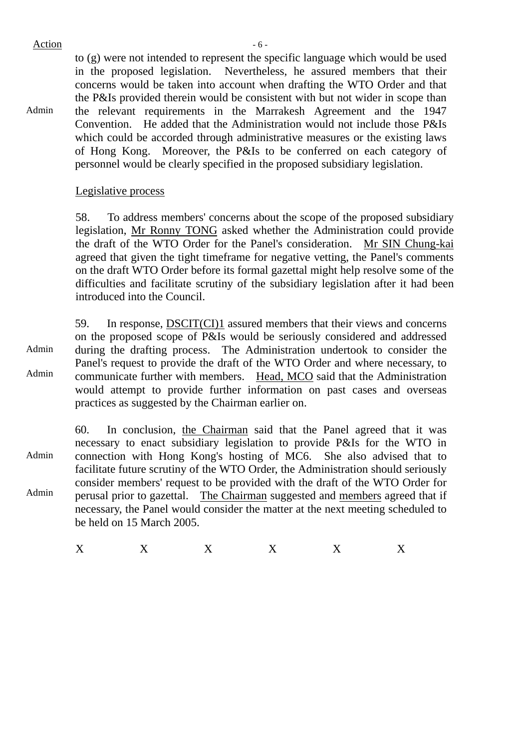Action

to (g) were not intended to represent the specific language which would be used in the proposed legislation. Nevertheless, he assured members that their concerns would be taken into account when drafting the WTO Order and that the P&Is provided therein would be consistent with but not wider in scope than the relevant requirements in the Marrakesh Agreement and the 1947 Convention. He added that the Administration would not include those P&Is which could be accorded through administrative measures or the existing laws of Hong Kong. Moreover, the P&Is to be conferred on each category of personnel would be clearly specified in the proposed subsidiary legislation. — Admin

Legislative process

58. To address members' concerns about the scope of the proposed subsidiary legislation, Mr Ronny TONG asked whether the Administration could provide the draft of the WTO Order for the Panel's consideration. Mr SIN Chung-kai agreed that given the tight timeframe for negative vetting, the Panel's comments on the draft WTO Order before its formal gazettal might help resolve some of the difficulties and facilitate scrutiny of the subsidiary legislation after it had been introduced into the Council.

59. In response, DSCIT(CI)1 assured members that their views and concerns on the proposed scope of P&Is would be seriously considered and addressed during the drafting process. The Administration undertook to consider the Panel's request to provide the draft of the WTO Order and where necessary, to communicate further with members. Head, MCO said that the Administration would attempt to provide further information on past cases and overseas practices as suggested by the Chairman earlier on. — Admin, Admin

60. In conclusion, the Chairman said that the Panel agreed that it was necessary to enact subsidiary legislation to provide P&Is for the WTO in connection with Hong Kong's hosting of MC6. She also advised that to facilitate future scrutiny of the WTO Order, the Administration should seriously consider members' request to be provided with the draft of the WTO Order for perusal prior to gazettal. The Chairman suggested and members agreed that if necessary, the Panel would consider the matter at the next meeting scheduled to be held on 15 March 2005. — Admin, Admin

X X X X X X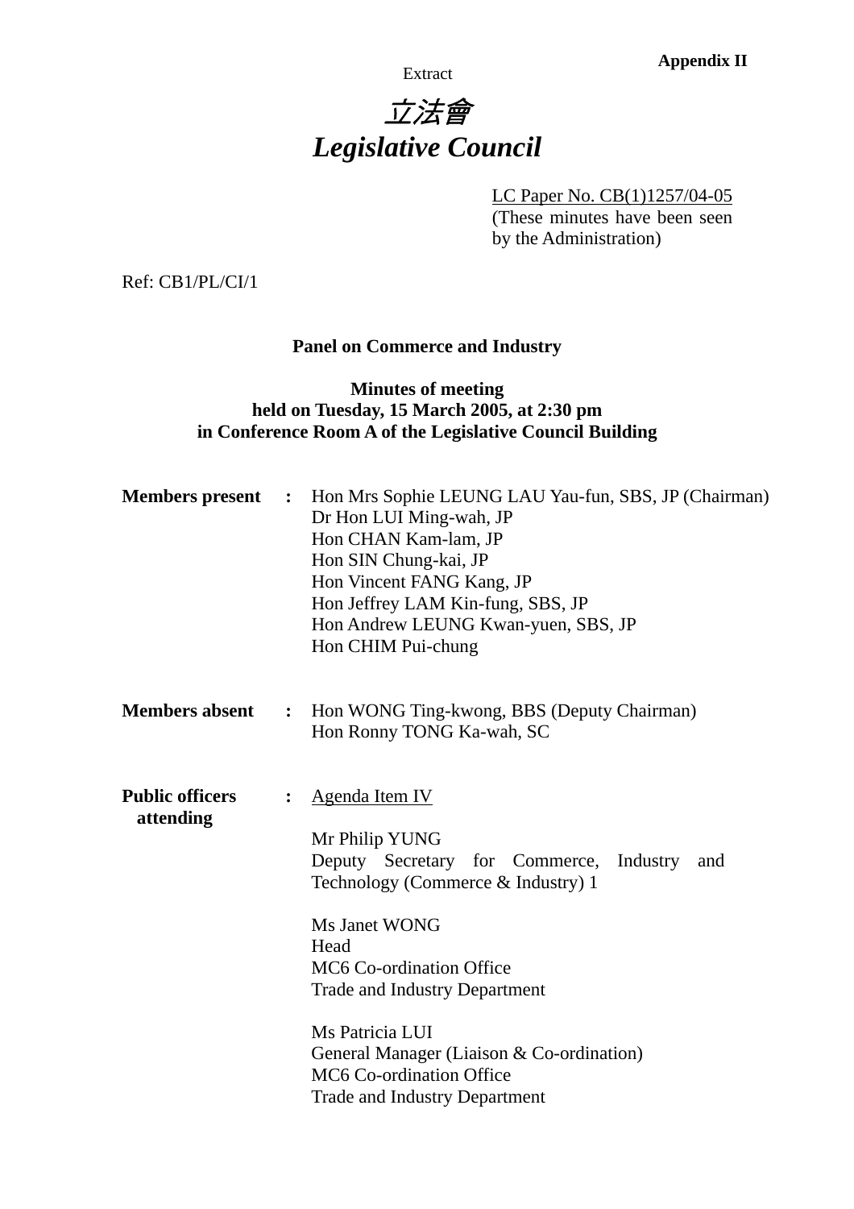**Appendix II**

Extract

# *立法會*
# *Legislative Council*

LC Paper No. CB(1)1257/04-05
(These minutes have been seen by the Administration)

Ref: CB1/PL/CI/1

**Panel on Commerce and Industry**

**Minutes of meeting**
**held on Tuesday, 15 March 2005, at 2:30 pm**
**in Conference Room A of the Legislative Council Building**

**Members present** : Hon Mrs Sophie LEUNG LAU Yau-fun, SBS, JP (Chairman)
Dr Hon LUI Ming-wah, JP
Hon CHAN Kam-lam, JP
Hon SIN Chung-kai, JP
Hon Vincent FANG Kang, JP
Hon Jeffrey LAM Kin-fung, SBS, JP
Hon Andrew LEUNG Kwan-yuen, SBS, JP
Hon CHIM Pui-chung

**Members absent** : Hon WONG Ting-kwong, BBS (Deputy Chairman)
Hon Ronny TONG Ka-wah, SC

**Public officers attending** : Agenda Item IV

Mr Philip YUNG
Deputy Secretary for Commerce, Industry and Technology (Commerce & Industry) 1

Ms Janet WONG
Head
MC6 Co-ordination Office
Trade and Industry Department

Ms Patricia LUI
General Manager (Liaison & Co-ordination)
MC6 Co-ordination Office
Trade and Industry Department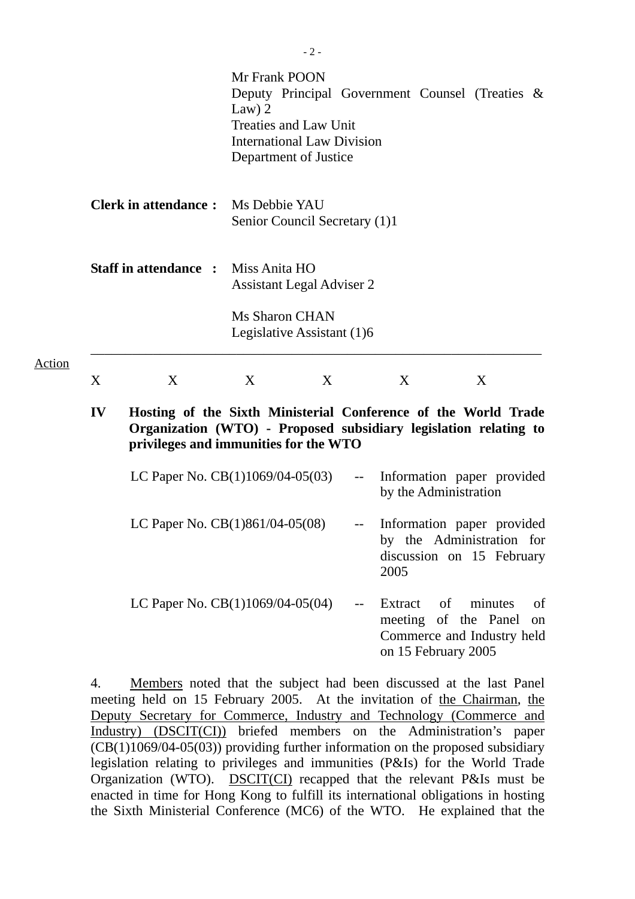Mr Frank POON
Deputy Principal Government Counsel (Treaties & Law) 2
Treaties and Law Unit
International Law Division
Department of Justice

**Clerk in attendance :** Ms Debbie YAU
Senior Council Secretary (1)1

**Staff in attendance :** Miss Anita HO
Assistant Legal Adviser 2

Ms Sharon CHAN
Legislative Assistant (1)6

---

Action

X X X X X X

**IV Hosting of the Sixth Ministerial Conference of the World Trade Organization (WTO) - Proposed subsidiary legislation relating to privileges and immunities for the WTO**

| | | |
|---|---|---|
| LC Paper No. CB(1)1069/04-05(03) | -- | Information paper provided by the Administration |
| LC Paper No. CB(1)861/04-05(08) | -- | Information paper provided by the Administration for discussion on 15 February 2005 |
| LC Paper No. CB(1)1069/04-05(04) | -- | Extract of minutes of meeting of the Panel on Commerce and Industry held on 15 February 2005 |

4. Members noted that the subject had been discussed at the last Panel meeting held on 15 February 2005. At the invitation of the Chairman, the Deputy Secretary for Commerce, Industry and Technology (Commerce and Industry) (DSCIT(CI)) briefed members on the Administration's paper (CB(1)1069/04-05(03)) providing further information on the proposed subsidiary legislation relating to privileges and immunities (P&Is) for the World Trade Organization (WTO). DSCIT(CI) recapped that the relevant P&Is must be enacted in time for Hong Kong to fulfill its international obligations in hosting the Sixth Ministerial Conference (MC6) of the WTO. He explained that the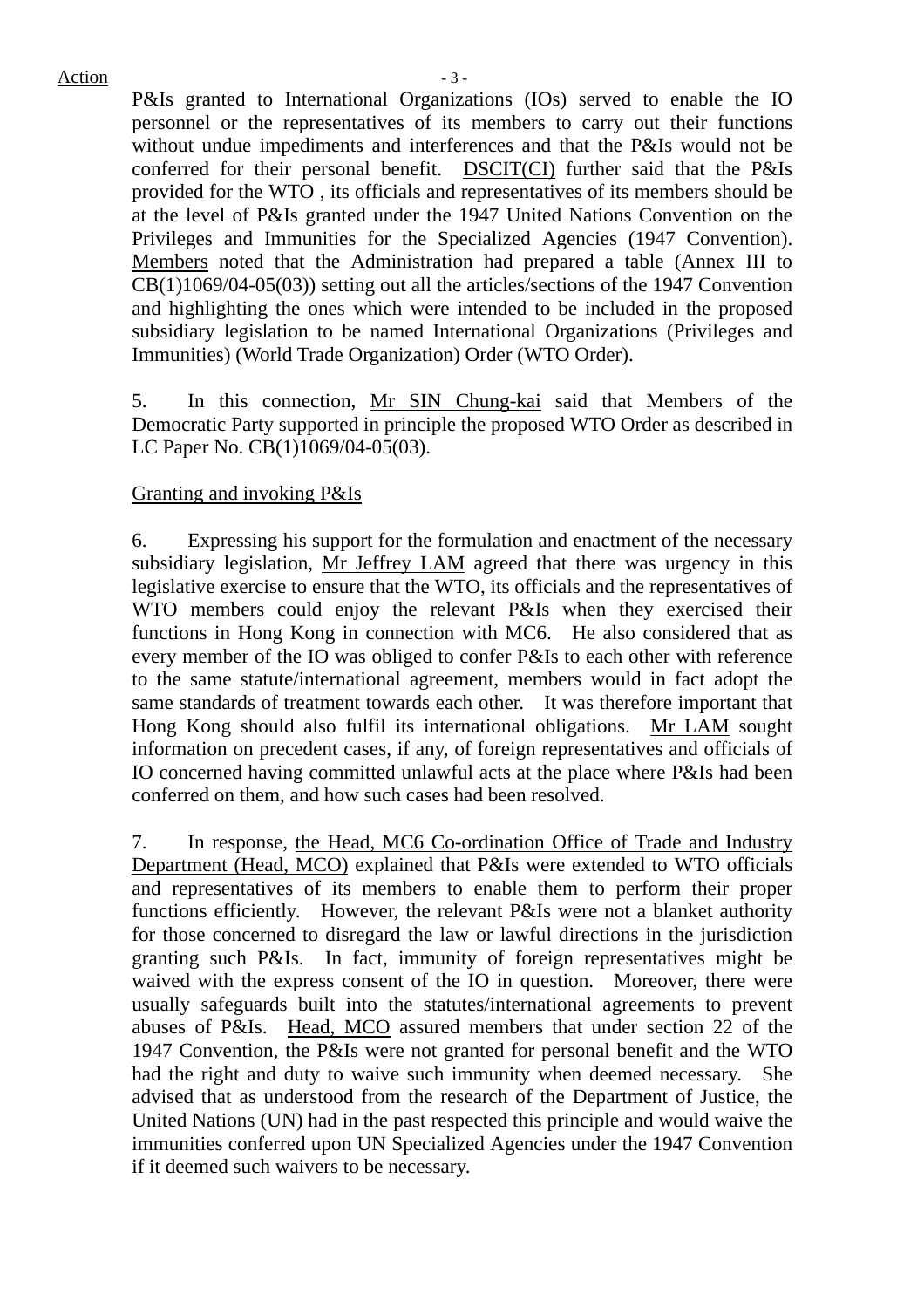P&Is granted to International Organizations (IOs) served to enable the IO personnel or the representatives of its members to carry out their functions without undue impediments and interferences and that the P&Is would not be conferred for their personal benefit. DSCIT(CI) further said that the P&Is provided for the WTO , its officials and representatives of its members should be at the level of P&Is granted under the 1947 United Nations Convention on the Privileges and Immunities for the Specialized Agencies (1947 Convention). Members noted that the Administration had prepared a table (Annex III to CB(1)1069/04-05(03)) setting out all the articles/sections of the 1947 Convention and highlighting the ones which were intended to be included in the proposed subsidiary legislation to be named International Organizations (Privileges and Immunities) (World Trade Organization) Order (WTO Order).

5. In this connection, Mr SIN Chung-kai said that Members of the Democratic Party supported in principle the proposed WTO Order as described in LC Paper No. CB(1)1069/04-05(03).

Granting and invoking P&Is

6. Expressing his support for the formulation and enactment of the necessary subsidiary legislation, Mr Jeffrey LAM agreed that there was urgency in this legislative exercise to ensure that the WTO, its officials and the representatives of WTO members could enjoy the relevant P&Is when they exercised their functions in Hong Kong in connection with MC6. He also considered that as every member of the IO was obliged to confer P&Is to each other with reference to the same statute/international agreement, members would in fact adopt the same standards of treatment towards each other. It was therefore important that Hong Kong should also fulfil its international obligations. Mr LAM sought information on precedent cases, if any, of foreign representatives and officials of IO concerned having committed unlawful acts at the place where P&Is had been conferred on them, and how such cases had been resolved.

7. In response, the Head, MC6 Co-ordination Office of Trade and Industry Department (Head, MCO) explained that P&Is were extended to WTO officials and representatives of its members to enable them to perform their proper functions efficiently. However, the relevant P&Is were not a blanket authority for those concerned to disregard the law or lawful directions in the jurisdiction granting such P&Is. In fact, immunity of foreign representatives might be waived with the express consent of the IO in question. Moreover, there were usually safeguards built into the statutes/international agreements to prevent abuses of P&Is. Head, MCO assured members that under section 22 of the 1947 Convention, the P&Is were not granted for personal benefit and the WTO had the right and duty to waive such immunity when deemed necessary. She advised that as understood from the research of the Department of Justice, the United Nations (UN) had in the past respected this principle and would waive the immunities conferred upon UN Specialized Agencies under the 1947 Convention if it deemed such waivers to be necessary.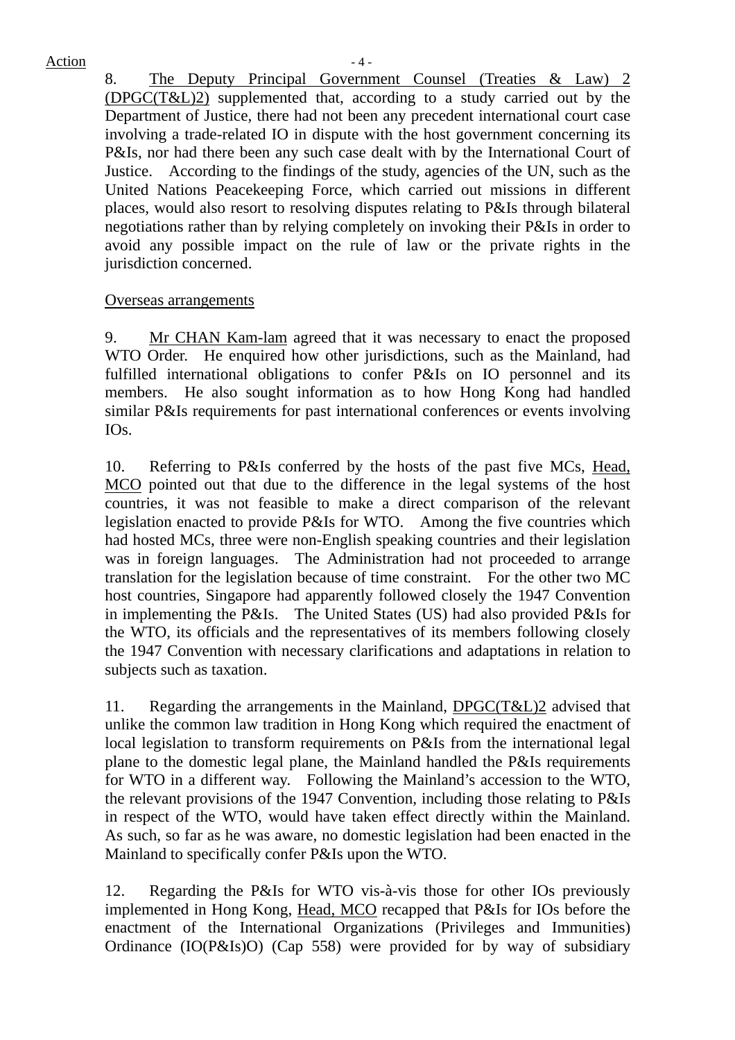8. The Deputy Principal Government Counsel (Treaties & Law) 2 (DPGC(T&L)2) supplemented that, according to a study carried out by the Department of Justice, there had not been any precedent international court case involving a trade-related IO in dispute with the host government concerning its P&Is, nor had there been any such case dealt with by the International Court of Justice. According to the findings of the study, agencies of the UN, such as the United Nations Peacekeeping Force, which carried out missions in different places, would also resort to resolving disputes relating to P&Is through bilateral negotiations rather than by relying completely on invoking their P&Is in order to avoid any possible impact on the rule of law or the private rights in the jurisdiction concerned.

Overseas arrangements

9. Mr CHAN Kam-lam agreed that it was necessary to enact the proposed WTO Order. He enquired how other jurisdictions, such as the Mainland, had fulfilled international obligations to confer P&Is on IO personnel and its members. He also sought information as to how Hong Kong had handled similar P&Is requirements for past international conferences or events involving IOs.

10. Referring to P&Is conferred by the hosts of the past five MCs, Head, MCO pointed out that due to the difference in the legal systems of the host countries, it was not feasible to make a direct comparison of the relevant legislation enacted to provide P&Is for WTO. Among the five countries which had hosted MCs, three were non-English speaking countries and their legislation was in foreign languages. The Administration had not proceeded to arrange translation for the legislation because of time constraint. For the other two MC host countries, Singapore had apparently followed closely the 1947 Convention in implementing the P&Is. The United States (US) had also provided P&Is for the WTO, its officials and the representatives of its members following closely the 1947 Convention with necessary clarifications and adaptations in relation to subjects such as taxation.

11. Regarding the arrangements in the Mainland, DPGC(T&L)2 advised that unlike the common law tradition in Hong Kong which required the enactment of local legislation to transform requirements on P&Is from the international legal plane to the domestic legal plane, the Mainland handled the P&Is requirements for WTO in a different way. Following the Mainland's accession to the WTO, the relevant provisions of the 1947 Convention, including those relating to P&Is in respect of the WTO, would have taken effect directly within the Mainland. As such, so far as he was aware, no domestic legislation had been enacted in the Mainland to specifically confer P&Is upon the WTO.

12. Regarding the P&Is for WTO vis-à-vis those for other IOs previously implemented in Hong Kong, Head, MCO recapped that P&Is for IOs before the enactment of the International Organizations (Privileges and Immunities) Ordinance (IO(P&Is)O) (Cap 558) were provided for by way of subsidiary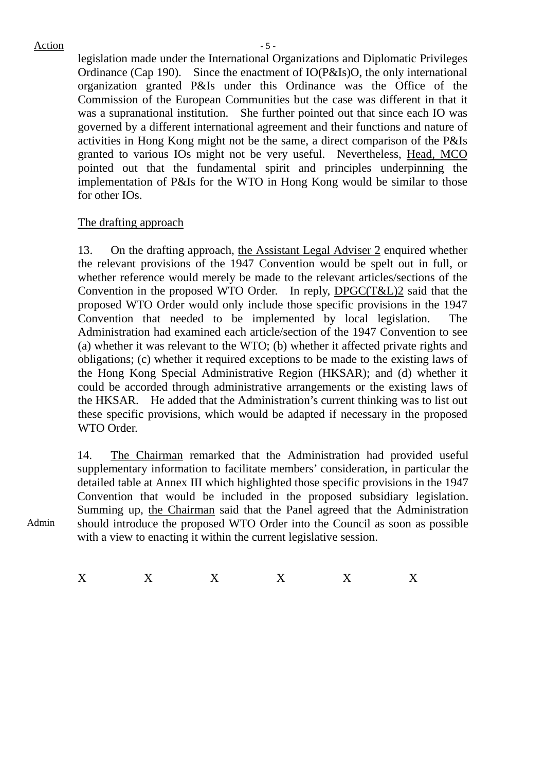Action

legislation made under the International Organizations and Diplomatic Privileges Ordinance (Cap 190). Since the enactment of IO(P&Is)O, the only international organization granted P&Is under this Ordinance was the Office of the Commission of the European Communities but the case was different in that it was a supranational institution. She further pointed out that since each IO was governed by a different international agreement and their functions and nature of activities in Hong Kong might not be the same, a direct comparison of the P&Is granted to various IOs might not be very useful. Nevertheless, Head, MCO pointed out that the fundamental spirit and principles underpinning the implementation of P&Is for the WTO in Hong Kong would be similar to those for other IOs.

The drafting approach

13. On the drafting approach, the Assistant Legal Adviser 2 enquired whether the relevant provisions of the 1947 Convention would be spelt out in full, or whether reference would merely be made to the relevant articles/sections of the Convention in the proposed WTO Order. In reply, DPGC(T&L)2 said that the proposed WTO Order would only include those specific provisions in the 1947 Convention that needed to be implemented by local legislation. The Administration had examined each article/section of the 1947 Convention to see (a) whether it was relevant to the WTO; (b) whether it affected private rights and obligations; (c) whether it required exceptions to be made to the existing laws of the Hong Kong Special Administrative Region (HKSAR); and (d) whether it could be accorded through administrative arrangements or the existing laws of the HKSAR. He added that the Administration's current thinking was to list out these specific provisions, which would be adapted if necessary in the proposed WTO Order.

14. The Chairman remarked that the Administration had provided useful supplementary information to facilitate members' consideration, in particular the detailed table at Annex III which highlighted those specific provisions in the 1947 Convention that would be included in the proposed subsidiary legislation. Summing up, the Chairman said that the Panel agreed that the Administration should introduce the proposed WTO Order into the Council as soon as possible with a view to enacting it within the current legislative session.

Admin

X X X X X X